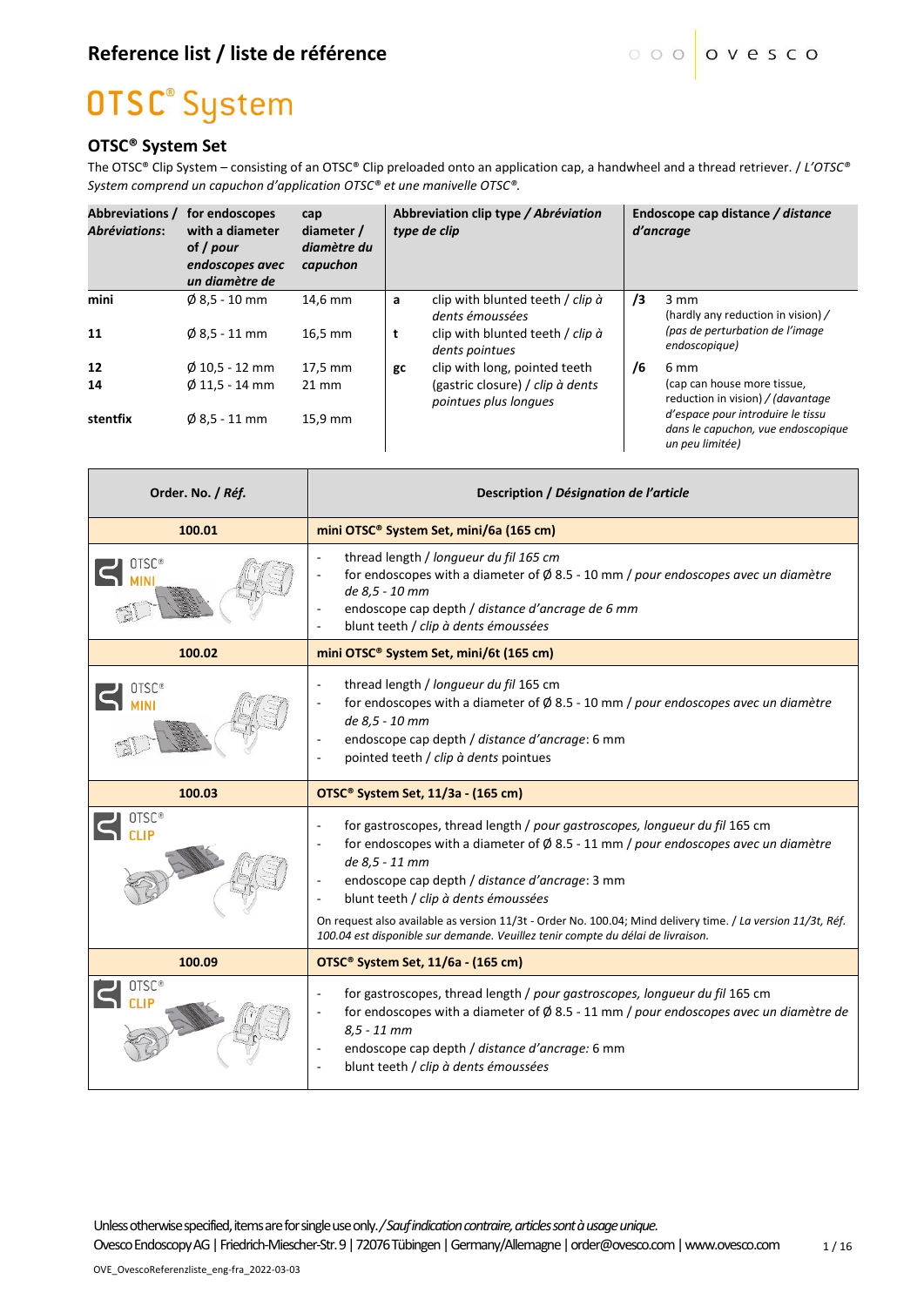## Reference list / liste de référence

# OTSC® System

### OTSC® System Set

The OTSC® Clip System – consisting of an OTSC® Clip preloaded onto an application cap, a handwheel and a thread retriever. / *L'OTSC® System comprend un capuchon d'application OTSC® et une manivelle OTSC®.*

| Abbreviations / *Abréviations:* | for endoscopes with a diameter of / *pour endoscopes avec un diamètre de* | cap diameter / *diamètre du capuchon* | Abbreviation clip type / *Abréviation type de clip* | | Endoscope cap distance / *distance d'ancrage* | |
|---|---|---|---|---|---|---|
| mini | Ø 8,5 - 10 mm | 14,6 mm | a | clip with blunted teeth / *clip à dents émoussées* | /3 | 3 mm (hardly any reduction in vision) / *(pas de perturbation de l'image endoscopique)* |
| 11 | Ø 8,5 - 11 mm | 16,5 mm | t | clip with blunted teeth / *clip à dents pointues* | | |
| 12 | Ø 10,5 - 12 mm | 17,5 mm | gc | clip with long, pointed teeth (gastric closure) / *clip à dents pointues plus longues* | /6 | 6 mm (cap can house more tissue, reduction in vision) / *(davantage d'espace pour introduire le tissu dans le capuchon, vue endoscopique un peu limitée)* |
| 14 | Ø 11,5 - 14 mm | 21 mm | | | | |
| stentfix | Ø 8,5 - 11 mm | 15,9 mm | | | | |

| Order. No. / *Réf.* | Description / *Désignation de l'article* |
|---|---|
| **100.01** | **mini OTSC® System Set, mini/6a (165 cm)** |
| | - thread length / *longueur du fil 165 cm*<br>- for endoscopes with a diameter of Ø 8.5 - 10 mm / *pour endoscopes avec un diamètre de 8,5 - 10 mm*<br>- endoscope cap depth / *distance d'ancrage de 6 mm*<br>- blunt teeth / *clip à dents émoussées* |
| **100.02** | **mini OTSC® System Set, mini/6t (165 cm)** |
| | - thread length / *longueur du fil* 165 cm<br>- for endoscopes with a diameter of Ø 8.5 - 10 mm / *pour endoscopes avec un diamètre de 8,5 - 10 mm*<br>- endoscope cap depth / *distance d'ancrage*: 6 mm<br>- pointed teeth / *clip à dents* pointues |
| **100.03** | **OTSC® System Set, 11/3a - (165 cm)** |
| | - for gastroscopes, thread length / *pour gastroscopes, longueur du fil* 165 cm<br>- for endoscopes with a diameter of Ø 8.5 - 11 mm / *pour endoscopes avec un diamètre de 8,5 - 11 mm*<br>- endoscope cap depth / *distance d'ancrage*: 3 mm<br>- blunt teeth / *clip à dents émoussées*<br><br>On request also available as version 11/3t - Order No. 100.04; Mind delivery time. / *La version 11/3t, Réf. 100.04 est disponible sur demande. Veuillez tenir compte du délai de livraison.* |
| **100.09** | **OTSC® System Set, 11/6a - (165 cm)** |
| | - for gastroscopes, thread length / *pour gastroscopes, longueur du fil* 165 cm<br>- for endoscopes with a diameter of Ø 8.5 - 11 mm / *pour endoscopes avec un diamètre de 8,5 - 11 mm*<br>- endoscope cap depth / *distance d'ancrage:* 6 mm<br>- blunt teeth / *clip à dents émoussées* |

Unless otherwise specified, items are for single use only. / *Sauf indication contraire, articles sont à usage unique.*
Ovesco Endoscopy AG | Friedrich-Miescher-Str. 9 | 72076 Tübingen | Germany/Allemagne | order@ovesco.com | www.ovesco.com

OVE_OvescoReferenzliste_eng-fra_2022-03-03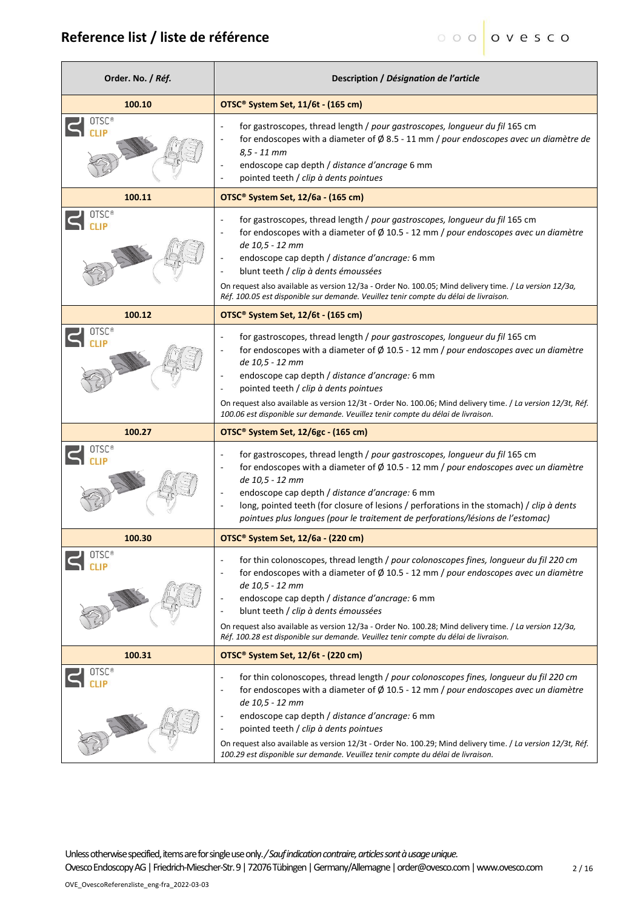# Reference list / liste de référence

| Order. No. / *Réf.* | Description / *Désignation de l'article* |
| --- | --- |
| **100.10** | **OTSC® System Set, 11/6t - (165 cm)** |
| OTSC® CLIP | - for gastroscopes, thread length / *pour gastroscopes, longueur du fil* 165 cm<br>- for endoscopes with a diameter of Ø 8.5 - 11 mm / *pour endoscopes avec un diamètre de 8,5 - 11 mm*<br>- endoscope cap depth / *distance d'ancrage* 6 mm<br>- pointed teeth / *clip à dents pointues* |
| **100.11** | **OTSC® System Set, 12/6a - (165 cm)** |
| OTSC® CLIP | - for gastroscopes, thread length / *pour gastroscopes, longueur du fil* 165 cm<br>- for endoscopes with a diameter of Ø 10.5 - 12 mm / *pour endoscopes avec un diamètre de 10,5 - 12 mm*<br>- endoscope cap depth / *distance d'ancrage:* 6 mm<br>- blunt teeth / *clip à dents émoussées*<br>On request also available as version 12/3a - Order No. 100.05; Mind delivery time. / *La version 12/3a, Réf. 100.05 est disponible sur demande. Veuillez tenir compte du délai de livraison.* |
| **100.12** | **OTSC® System Set, 12/6t - (165 cm)** |
| OTSC® CLIP | - for gastroscopes, thread length / *pour gastroscopes, longueur du fil* 165 cm<br>- for endoscopes with a diameter of Ø 10.5 - 12 mm / *pour endoscopes avec un diamètre de 10,5 - 12 mm*<br>- endoscope cap depth / *distance d'ancrage:* 6 mm<br>- pointed teeth / *clip à dents pointues*<br>On request also available as version 12/3t - Order No. 100.06; Mind delivery time. / *La version 12/3t, Réf. 100.06 est disponible sur demande. Veuillez tenir compte du délai de livraison.* |
| **100.27** | **OTSC® System Set, 12/6gc - (165 cm)** |
| OTSC® CLIP | - for gastroscopes, thread length / *pour gastroscopes, longueur du fil* 165 cm<br>- for endoscopes with a diameter of Ø 10.5 - 12 mm / *pour endoscopes avec un diamètre de 10,5 - 12 mm*<br>- endoscope cap depth / *distance d'ancrage:* 6 mm<br>- long, pointed teeth (for closure of lesions / perforations in the stomach) / *clip à dents pointues plus longues (pour le traitement de perforations/lésions de l'estomac)* |
| **100.30** | **OTSC® System Set, 12/6a - (220 cm)** |
| OTSC® CLIP | - for thin colonoscopes, thread length / *pour colonoscopes fines, longueur du fil 220 cm*<br>- for endoscopes with a diameter of Ø 10.5 - 12 mm / *pour endoscopes avec un diamètre de 10,5 - 12 mm*<br>- endoscope cap depth / *distance d'ancrage:* 6 mm<br>- blunt teeth / *clip à dents émoussées*<br>On request also available as version 12/3a - Order No. 100.28; Mind delivery time. / *La version 12/3a, Réf. 100.28 est disponible sur demande. Veuillez tenir compte du délai de livraison.* |
| **100.31** | **OTSC® System Set, 12/6t - (220 cm)** |
| OTSC® CLIP | - for thin colonoscopes, thread length / *pour colonoscopes fines, longueur du fil 220 cm*<br>- for endoscopes with a diameter of Ø 10.5 - 12 mm / *pour endoscopes avec un diamètre de 10,5 - 12 mm*<br>- endoscope cap depth / *distance d'ancrage:* 6 mm<br>- pointed teeth / *clip à dents pointues*<br>On request also available as version 12/3t - Order No. 100.29; Mind delivery time. / *La version 12/3t, Réf. 100.29 est disponible sur demande. Veuillez tenir compte du délai de livraison.* |

Unless otherwise specified, items are for single use only. / *Sauf indication contraire, articles sont à usage unique.*
Ovesco Endoscopy AG | Friedrich-Miescher-Str. 9 | 72076 Tübingen | Germany/Allemagne | order@ovesco.com | www.ovesco.com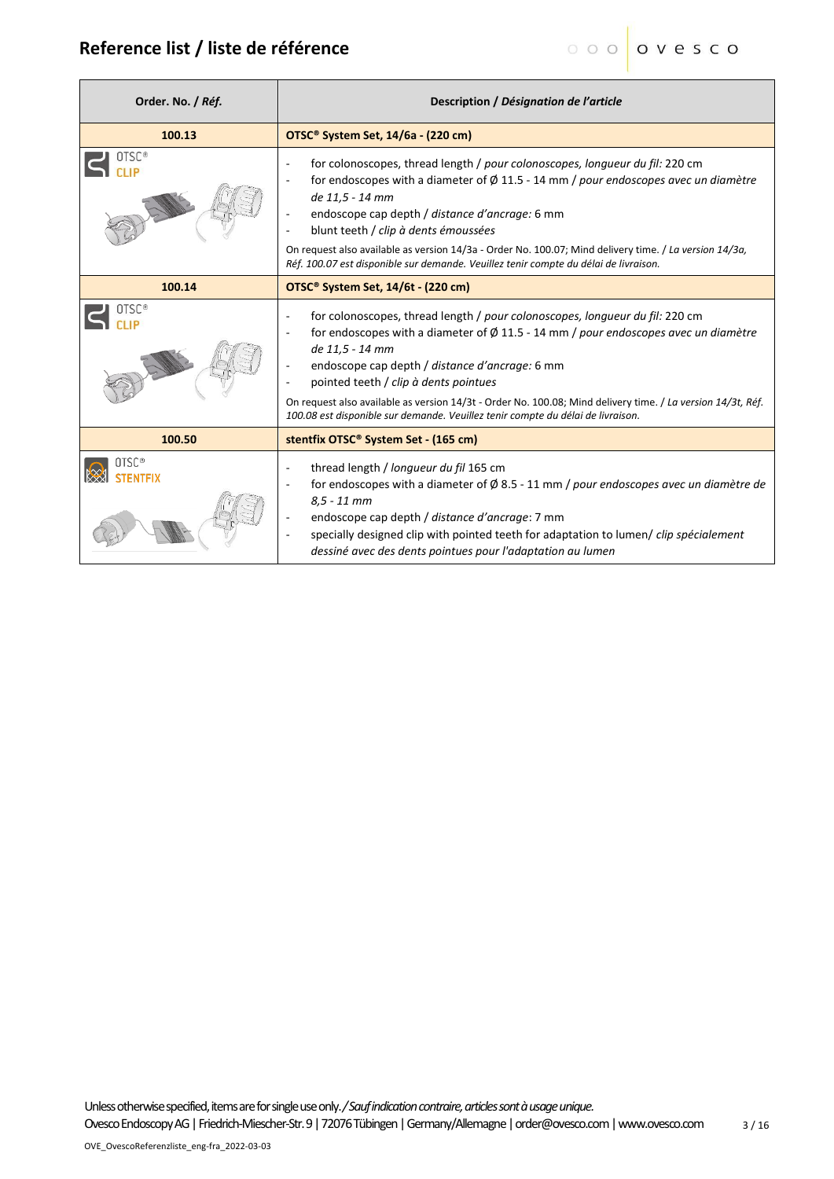## Reference list / liste de référence

| Order. No. / *Réf.* | Description / *Désignation de l'article* |
|---|---|
| **100.13** | **OTSC® System Set, 14/6a - (220 cm)** |
| OTSC® CLIP | - for colonoscopes, thread length / *pour colonoscopes, longueur du fil:* 220 cm<br>- for endoscopes with a diameter of Ø 11.5 - 14 mm / *pour endoscopes avec un diamètre de 11,5 - 14 mm*<br>- endoscope cap depth / *distance d'ancrage:* 6 mm<br>- blunt teeth / *clip à dents émoussées*<br>On request also available as version 14/3a - Order No. 100.07; Mind delivery time. / *La version 14/3a, Réf. 100.07 est disponible sur demande. Veuillez tenir compte du délai de livraison.* |
| **100.14** | **OTSC® System Set, 14/6t - (220 cm)** |
| OTSC® CLIP | - for colonoscopes, thread length / *pour colonoscopes, longueur du fil:* 220 cm<br>- for endoscopes with a diameter of Ø 11.5 - 14 mm / *pour endoscopes avec un diamètre de 11,5 - 14 mm*<br>- endoscope cap depth / *distance d'ancrage:* 6 mm<br>- pointed teeth / *clip à dents pointues*<br>On request also available as version 14/3t - Order No. 100.08; Mind delivery time. / *La version 14/3t, Réf. 100.08 est disponible sur demande. Veuillez tenir compte du délai de livraison.* |
| **100.50** | **stentfix OTSC® System Set - (165 cm)** |
| OTSC® STENTFIX | - thread length / *longueur du fil* 165 cm<br>- for endoscopes with a diameter of Ø 8.5 - 11 mm / *pour endoscopes avec un diamètre de 8,5 - 11 mm*<br>- endoscope cap depth / *distance d'ancrage:* 7 mm<br>- specially designed clip with pointed teeth for adaptation to lumen/ *clip spécialement dessiné avec des dents pointues pour l'adaptation au lumen* |

Unless otherwise specified, items are for single use only. / *Sauf indication contraire, articles sont à usage unique.*

Ovesco Endoscopy AG | Friedrich-Miescher-Str. 9 | 72076 Tübingen | Germany/Allemagne | order@ovesco.com | www.ovesco.com

OVE_OvescoReferenzliste_eng-fra_2022-03-03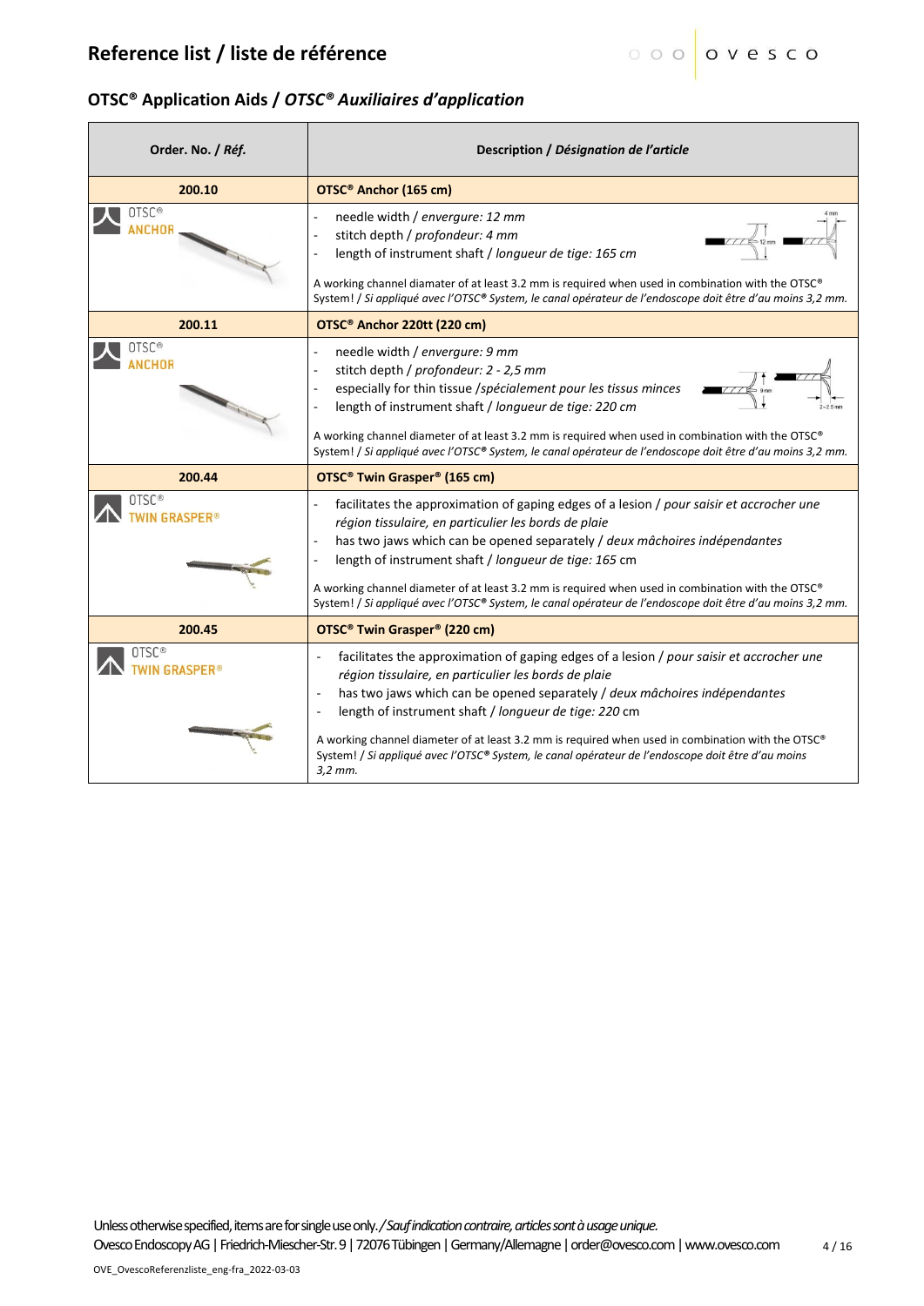## Reference list / liste de référence

### OTSC® Application Aids / *OTSC® Auxiliaires d'application*

| Order. No. / *Réf.* | Description / *Désignation de l'article* |
|---|---|
| **200.10** | **OTSC® Anchor (165 cm)** |
| OTSC® ANCHOR | - needle width / *envergure: 12 mm*<br>- stitch depth / *profondeur: 4 mm*<br>- length of instrument shaft / *longueur de tige: 165 cm*<br><br>A working channel diamater of at least 3.2 mm is required when used in combination with the OTSC® System! / *Si appliqué avec l'OTSC® System, le canal opérateur de l'endoscope doit être d'au moins 3,2 mm.* |
| **200.11** | **OTSC® Anchor 220tt (220 cm)** |
| OTSC® ANCHOR | - needle width / *envergure: 9 mm*<br>- stitch depth / *profondeur: 2 - 2,5 mm*<br>- especially for thin tissue /*spécialement pour les tissus minces*<br>- length of instrument shaft / *longueur de tige: 220 cm*<br><br>A working channel diameter of at least 3.2 mm is required when used in combination with the OTSC® System! / *Si appliqué avec l'OTSC® System, le canal opérateur de l'endoscope doit être d'au moins 3,2 mm.* |
| **200.44** | **OTSC® Twin Grasper® (165 cm)** |
| OTSC® TWIN GRASPER® | - facilitates the approximation of gaping edges of a lesion / *pour saisir et accrocher une région tissulaire, en particulier les bords de plaie*<br>- has two jaws which can be opened separately / *deux mâchoires indépendantes*<br>- length of instrument shaft / *longueur de tige: 165* cm<br><br>A working channel diameter of at least 3.2 mm is required when used in combination with the OTSC® System! / *Si appliqué avec l'OTSC® System, le canal opérateur de l'endoscope doit être d'au moins 3,2 mm.* |
| **200.45** | **OTSC® Twin Grasper® (220 cm)** |
| OTSC® TWIN GRASPER® | - facilitates the approximation of gaping edges of a lesion / *pour saisir et accrocher une région tissulaire, en particulier les bords de plaie*<br>- has two jaws which can be opened separately / *deux mâchoires indépendantes*<br>- length of instrument shaft / *longueur de tige: 220* cm<br><br>A working channel diameter of at least 3.2 mm is required when used in combination with the OTSC® System! / *Si appliqué avec l'OTSC® System, le canal opérateur de l'endoscope doit être d'au moins 3,2 mm.* |

Unless otherwise specified, items are for single use only. / *Sauf indication contraire, articles sont à usage unique.*
Ovesco Endoscopy AG | Friedrich-Miescher-Str. 9 | 72076 Tübingen | Germany/Allemagne | order@ovesco.com | www.ovesco.com

OVE_OvescoReferenzliste_eng-fra_2022-03-03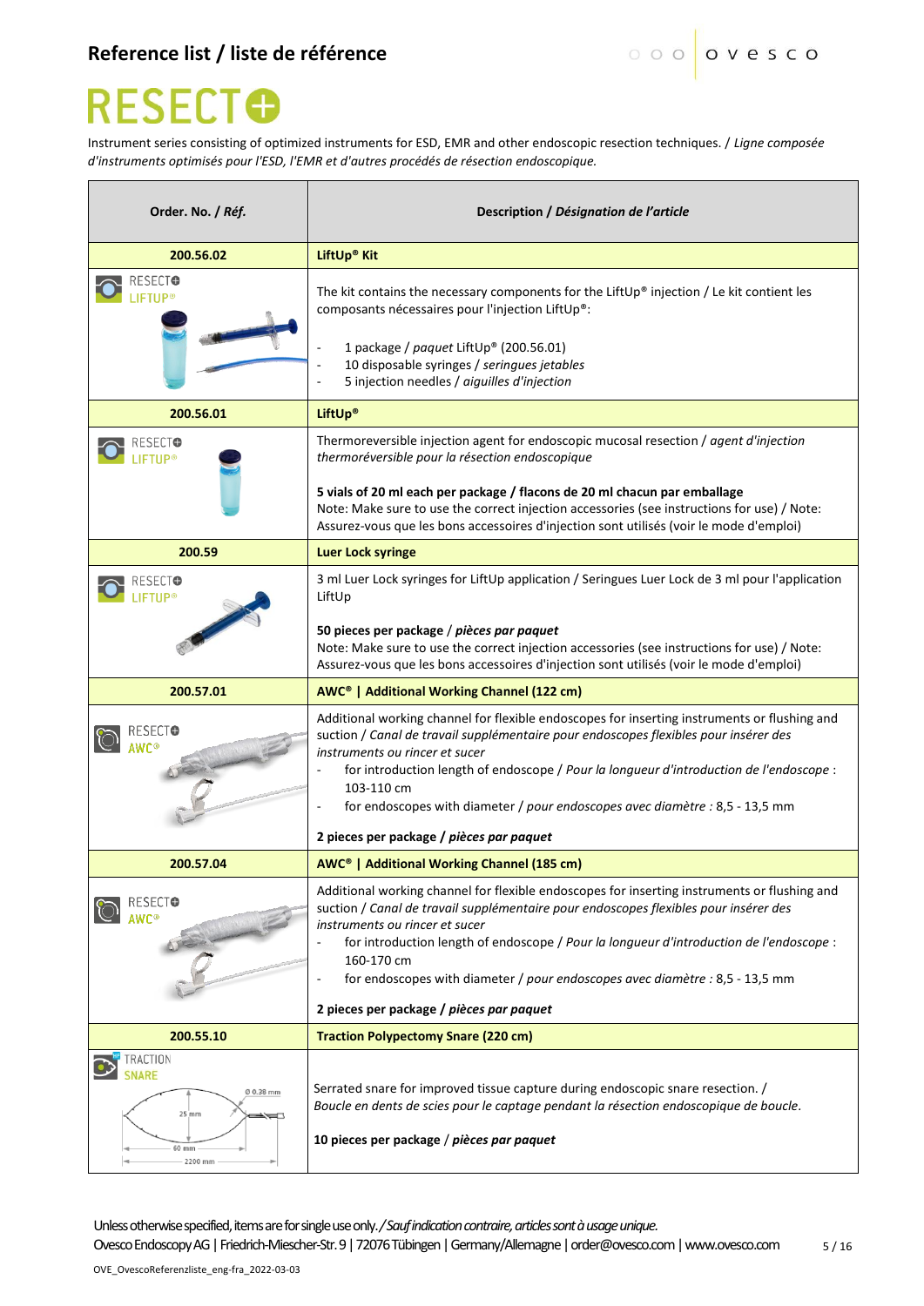## Reference list / *liste de référence*

# RESECT⊕

Instrument series consisting of optimized instruments for ESD, EMR and other endoscopic resection techniques. / *Ligne composée d'instruments optimisés pour l'ESD, l'EMR et d'autres procédés de résection endoscopique.*

| Order. No. / *Réf.* | Description / *Désignation de l'article* |
|---|---|
| **200.56.02** | **LiftUp® Kit** |
| RESECT⊕ LIFTUP® | The kit contains the necessary components for the LiftUp® injection / Le kit contient les composants nécessaires pour l'injection LiftUp®:<br>- 1 package / *paquet* LiftUp® (200.56.01)<br>- 10 disposable syringes / *seringues jetables*<br>- 5 injection needles / *aiguilles d'injection* |
| **200.56.01** | **LiftUp®** |
| RESECT⊕ LIFTUP® | Thermoreversible injection agent for endoscopic mucosal resection / *agent d'injection thermoréversible pour la résection endoscopique*<br><br>**5 vials of 20 ml each per package / flacons de 20 ml chacun par emballage**<br>Note: Make sure to use the correct injection accessories (see instructions for use) / Note: Assurez-vous que les bons accessoires d'injection sont utilisés (voir le mode d'emploi) |
| **200.59** | **Luer Lock syringe** |
| RESECT⊕ LIFTUP® | 3 ml Luer Lock syringes for LiftUp application / Seringues Luer Lock de 3 ml pour l'application LiftUp<br><br>**50 pieces per package** / ***pièces par paquet***<br>Note: Make sure to use the correct injection accessories (see instructions for use) / Note: Assurez-vous que les bons accessoires d'injection sont utilisés (voir le mode d'emploi) |
| **200.57.01** | **AWC® \| Additional Working Channel (122 cm)** |
| RESECT⊕ AWC® | Additional working channel for flexible endoscopes for inserting instruments or flushing and suction / *Canal de travail supplémentaire pour endoscopes flexibles pour insérer des instruments ou rincer et sucer*<br>- for introduction length of endoscope / *Pour la longueur d'introduction de l'endoscope* : 103-110 cm<br>- for endoscopes with diameter / *pour endoscopes avec diamètre* : 8,5 - 13,5 mm<br><br>**2 pieces per package** / ***pièces par paquet*** |
| **200.57.04** | **AWC® \| Additional Working Channel (185 cm)** |
| RESECT⊕ AWC® | Additional working channel for flexible endoscopes for inserting instruments or flushing and suction / *Canal de travail supplémentaire pour endoscopes flexibles pour insérer des instruments ou rincer et sucer*<br>- for introduction length of endoscope / *Pour la longueur d'introduction de l'endoscope* : 160-170 cm<br>- for endoscopes with diameter / *pour endoscopes avec diamètre* : 8,5 - 13,5 mm<br><br>**2 pieces per package** / ***pièces par paquet*** |
| **200.55.10** | **Traction Polypectomy Snare (220 cm)** |
| TRACTION SNARE<br>Ø 0.38 mm, 25 mm, 60 mm, 2200 mm | Serrated snare for improved tissue capture during endoscopic snare resection. / *Boucle en dents de scies pour le captage pendant la résection endoscopique de boucle.*<br><br>**10 pieces per package** / ***pièces par paquet*** |

Unless otherwise specified, items are for single use only. / *Sauf indication contraire, articles sont à usage unique.*

Ovesco Endoscopy AG | Friedrich-Miescher-Str. 9 | 72076 Tübingen | Germany/Allemagne | order@ovesco.com | www.ovesco.com

OVE_OvescoReferenzliste_eng-fra_2022-03-03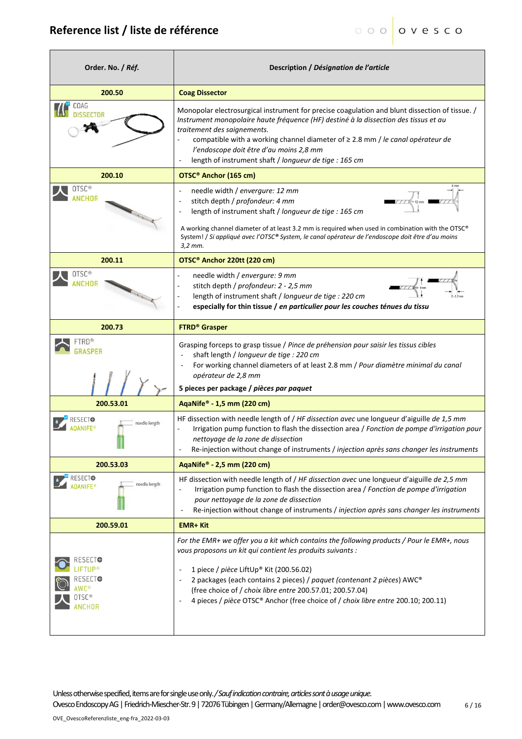# Reference list / liste de référence

| Order. No. / *Réf.* | Description / *Désignation de l'article* |
|---|---|
| **200.50** | **Coag Dissector** |
| COAG DISSECTOR | Monopolar electrosurgical instrument for precise coagulation and blunt dissection of tissue. / *Instrument monopolaire haute fréquence (HF) destiné à la dissection des tissus et au traitement des saignements.*<br>- compatible with a working channel diameter of ≥ 2.8 mm / *le canal opérateur de l'endoscope doit être d'au moins 2,8 mm*<br>- length of instrument shaft / *longueur de tige : 165 cm* |
| **200.10** | **OTSC® Anchor (165 cm)** |
| OTSC® ANCHOR | - needle width / *envergure: 12 mm*<br>- stitch depth / *profondeur: 4 mm*<br>- length of instrument shaft / *longueur de tige : 165 cm*<br><br>A working channel diameter of at least 3.2 mm is required when used in combination with the OTSC® System! / *Si appliqué avec l'OTSC® System, le canal opérateur de l'endoscope doit être d'au moins 3,2 mm.* |
| **200.11** | **OTSC® Anchor 220tt (220 cm)** |
| OTSC® ANCHOR | - needle width / *envergure: 9 mm*<br>- stitch depth / *profondeur: 2 - 2,5 mm*<br>- length of instrument shaft / *longueur de tige : 220 cm*<br>- **especially for thin tissue / *en particulier pour les couches ténues du tissu*** |
| **200.73** | **FTRD® Grasper** |
| FTRD® GRASPER | Grasping forceps to grasp tissue / *Pince de préhension pour saisir les tissus cibles*<br>- shaft length / *longueur de tige : 220 cm*<br>- For working channel diameters of at least 2.8 mm / *Pour diamètre minimal du canal opérateur de 2,8 mm*<br><br>**5 pieces per package / *pièces par paquet*** |
| **200.53.01** | **AqaNife® - 1,5 mm (220 cm)** |
| RESECT AQANIFE® | HF dissection with needle length of / *HF dissection avec* une longueur d'aiguille *de 1,5 mm*<br>- Irrigation pump function to flash the dissection area / *Fonction de pompe d'irrigation pour nettoyage de la zone de dissection*<br>- Re-injection without change of instruments / *injection après sans changer les instruments* |
| **200.53.03** | **AqaNife® - 2,5 mm (220 cm)** |
| RESECT AQANIFE® | HF dissection with needle length of / *HF dissection avec* une longueur d'aiguille *de 2,5 mm*<br>- Irrigation pump function to flash the dissection area / *Fonction de pompe d'irrigation pour nettoyage de la zone de dissection*<br>- Re-injection without change of instruments / *injection après sans changer les instruments* |
| **200.59.01** | **EMR+ Kit** |
| RESECT LIFTUP® RESECT AWC® OTSC® ANCHOR | *For the EMR+ we offer you a kit which contains the following products / Pour le EMR+, nous vous proposons un kit qui contient les produits suivants :*<br><br>- 1 piece / *pièce* LiftUp® Kit (200.56.02)<br>- 2 packages (each contains 2 pieces) / *paquet (contenant 2 pièces)* AWC® (free choice of / *choix libre entre* 200.57.01; 200.57.04)<br>- 4 pieces / *pièce* OTSC® Anchor (free choice of / *choix libre entre* 200.10; 200.11) |

Unless otherwise specified, items are for single use only. / *Sauf indication contraire, articles sont à usage unique.*
Ovesco Endoscopy AG | Friedrich-Miescher-Str. 9 | 72076 Tübingen | Germany/Allemagne | order@ovesco.com | www.ovesco.com

OVE_OvescoReferenzliste_eng-fra_2022-03-03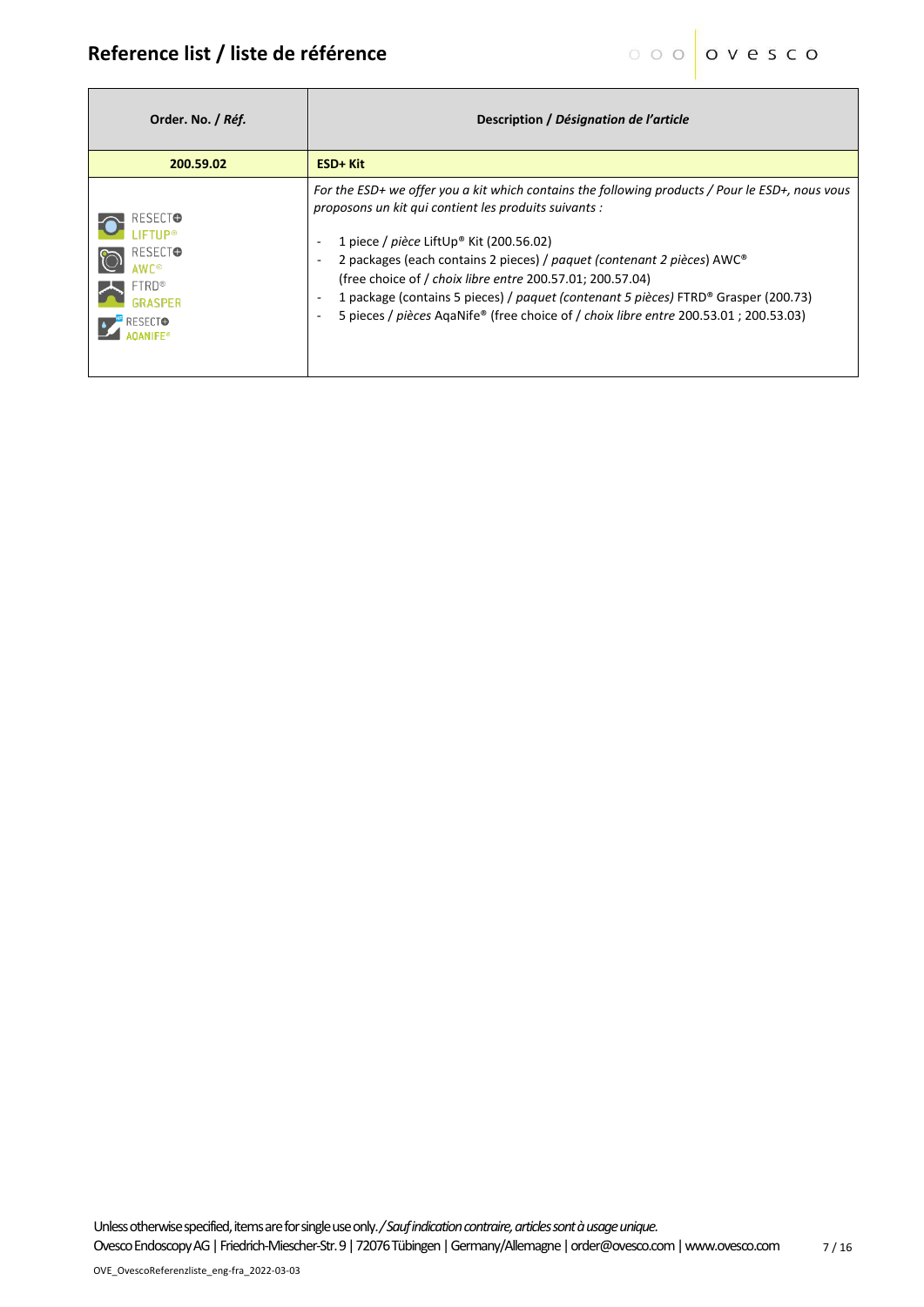# Reference list / liste de référence

| Order. No. / *Réf.* | Description / *Désignation de l'article* |
|---|---|
| **200.59.02** | **ESD+ Kit** |
| RESECT LIFTUP® RESECT AWC® FTRD® GRASPER RESECT AQANIFE® | *For the ESD+ we offer you a kit which contains the following products / Pour le ESD+, nous vous proposons un kit qui contient les produits suivants :*<br>- 1 piece / *pièce* LiftUp® Kit (200.56.02)<br>- 2 packages (each contains 2 pieces) / *paquet (contenant 2 pièces)* AWC® (free choice of / *choix libre entre* 200.57.01; 200.57.04)<br>- 1 package (contains 5 pieces) / *paquet (contenant 5 pièces)* FTRD® Grasper (200.73)<br>- 5 pieces / *pièces* AqaNife® (free choice of / *choix libre entre* 200.53.01 ; 200.53.03) |

Unless otherwise specified, items are for single use only. / *Sauf indication contraire, articles sont à usage unique.*
Ovesco Endoscopy AG | Friedrich-Miescher-Str. 9 | 72076 Tübingen | Germany/Allemagne | order@ovesco.com | www.ovesco.com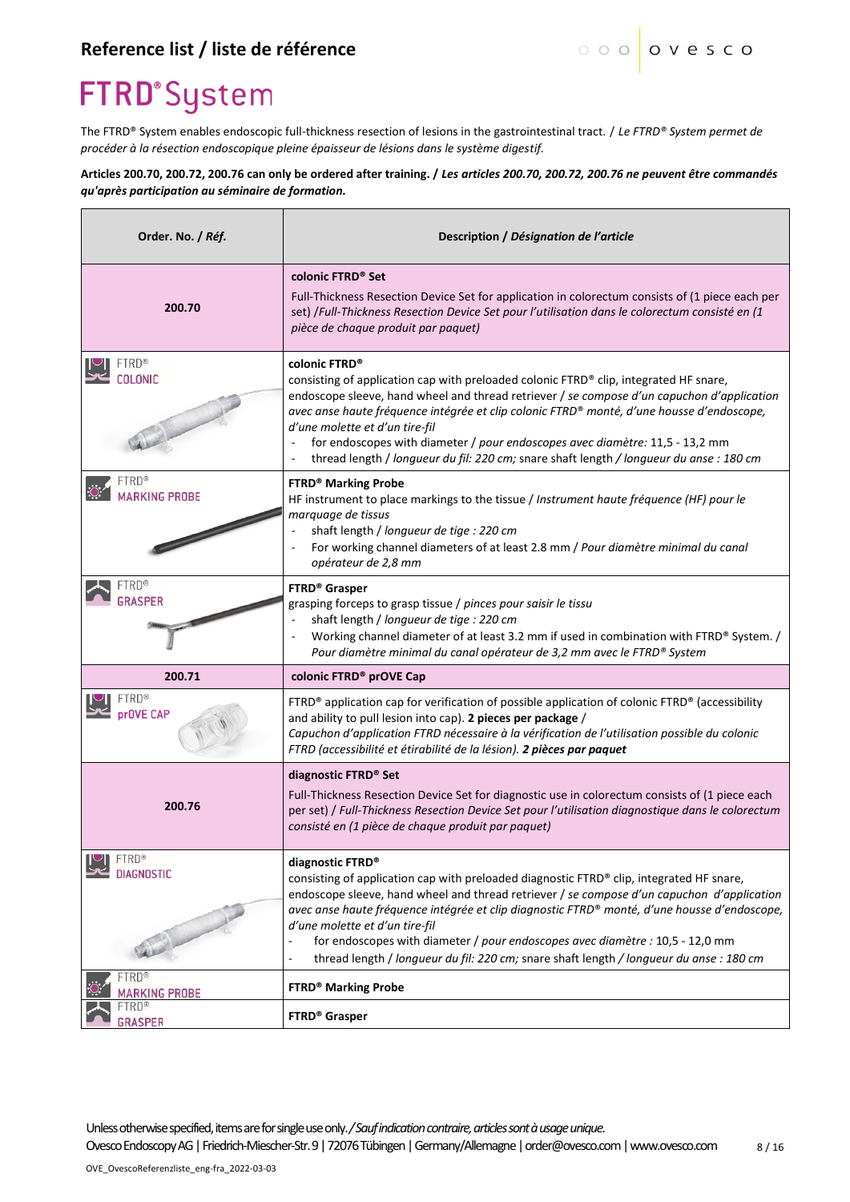# Reference list / liste de référence

# FTRD® System

The FTRD® System enables endoscopic full-thickness resection of lesions in the gastrointestinal tract. / *Le FTRD® System permet de procéder à la résection endoscopique pleine épaisseur de lésions dans le système digestif.*

**Articles 200.70, 200.72, 200.76 can only be ordered after training. /** ***Les articles 200.70, 200.72, 200.76 ne peuvent être commandés qu'après participation au séminaire de formation.***

| Order. No. / *Réf.* | Description / *Désignation de l'article* |
|---|---|
| **200.70** | **colonic FTRD® Set**<br>Full-Thickness Resection Device Set for application in colorectum consists of (1 piece each per set) /*Full-Thickness Resection Device Set pour l'utilisation dans le colorectum consisté en (1 pièce de chaque produit par paquet)* |
| FTRD® COLONIC | **colonic FTRD®**<br>consisting of application cap with preloaded colonic FTRD® clip, integrated HF snare, endoscope sleeve, hand wheel and thread retriever / *se compose d'un capuchon d'application avec anse haute fréquence intégrée et clip colonic FTRD® monté, d'une housse d'endoscope, d'une molette et d'un tire-fil*<br>- for endoscopes with diameter / *pour endoscopes avec diamètre:* 11,5 - 13,2 mm<br>- thread length / *longueur du fil: 220 cm;* snare shaft length / *longueur du anse : 180 cm* |
| FTRD® MARKING PROBE | **FTRD® Marking Probe**<br>HF instrument to place markings to the tissue / *Instrument haute fréquence (HF) pour le marquage de tissus*<br>- shaft length / *longueur de tige : 220 cm*<br>- For working channel diameters of at least 2.8 mm / *Pour diamètre minimal du canal opérateur de 2,8 mm* |
| FTRD® GRASPER | **FTRD® Grasper**<br>grasping forceps to grasp tissue / *pinces pour saisir le tissu*<br>- shaft length / *longueur de tige : 220 cm*<br>- Working channel diameter of at least 3.2 mm if used in combination with FTRD® System. / *Pour diamètre minimal du canal opérateur de 3,2 mm avec le FTRD® System* |
| **200.71** | **colonic FTRD® prOVE Cap** |
| FTRD® prOVE CAP | FTRD® application cap for verification of possible application of colonic FTRD® (accessibility and ability to pull lesion into cap). **2 pieces per package** /<br>*Capuchon d'application FTRD nécessaire à la vérification de l'utilisation possible du colonic FTRD (accessibilité et étirabilité de la lésion).* ***2 pièces par paquet*** |
| **200.76** | **diagnostic FTRD® Set**<br>Full-Thickness Resection Device Set for diagnostic use in colorectum consists of (1 piece each per set) / *Full-Thickness Resection Device Set pour l'utilisation diagnostique dans le colorectum consisté en (1 pièce de chaque produit par paquet)* |
| FTRD® DIAGNOSTIC | **diagnostic FTRD®**<br>consisting of application cap with preloaded diagnostic FTRD® clip, integrated HF snare, endoscope sleeve, hand wheel and thread retriever / *se compose d'un capuchon d'application avec anse haute fréquence intégrée et clip diagnostic FTRD® monté, d'une housse d'endoscope, d'une molette et d'un tire-fil*<br>- for endoscopes with diameter / *pour endoscopes avec diamètre :* 10,5 - 12,0 mm<br>- thread length / *longueur du fil: 220 cm;* snare shaft length / *longueur du anse : 180 cm* |
| FTRD® MARKING PROBE | **FTRD® Marking Probe** |
| FTRD® GRASPER | **FTRD® Grasper** |

Unless otherwise specified, items are for single use only. / *Sauf indication contraire, articles sont à usage unique.*

Ovesco Endoscopy AG | Friedrich-Miescher-Str. 9 | 72076 Tübingen | Germany/Allemagne | order@ovesco.com | www.ovesco.com

OVE_OvescoReferenzliste_eng-fra_2022-03-03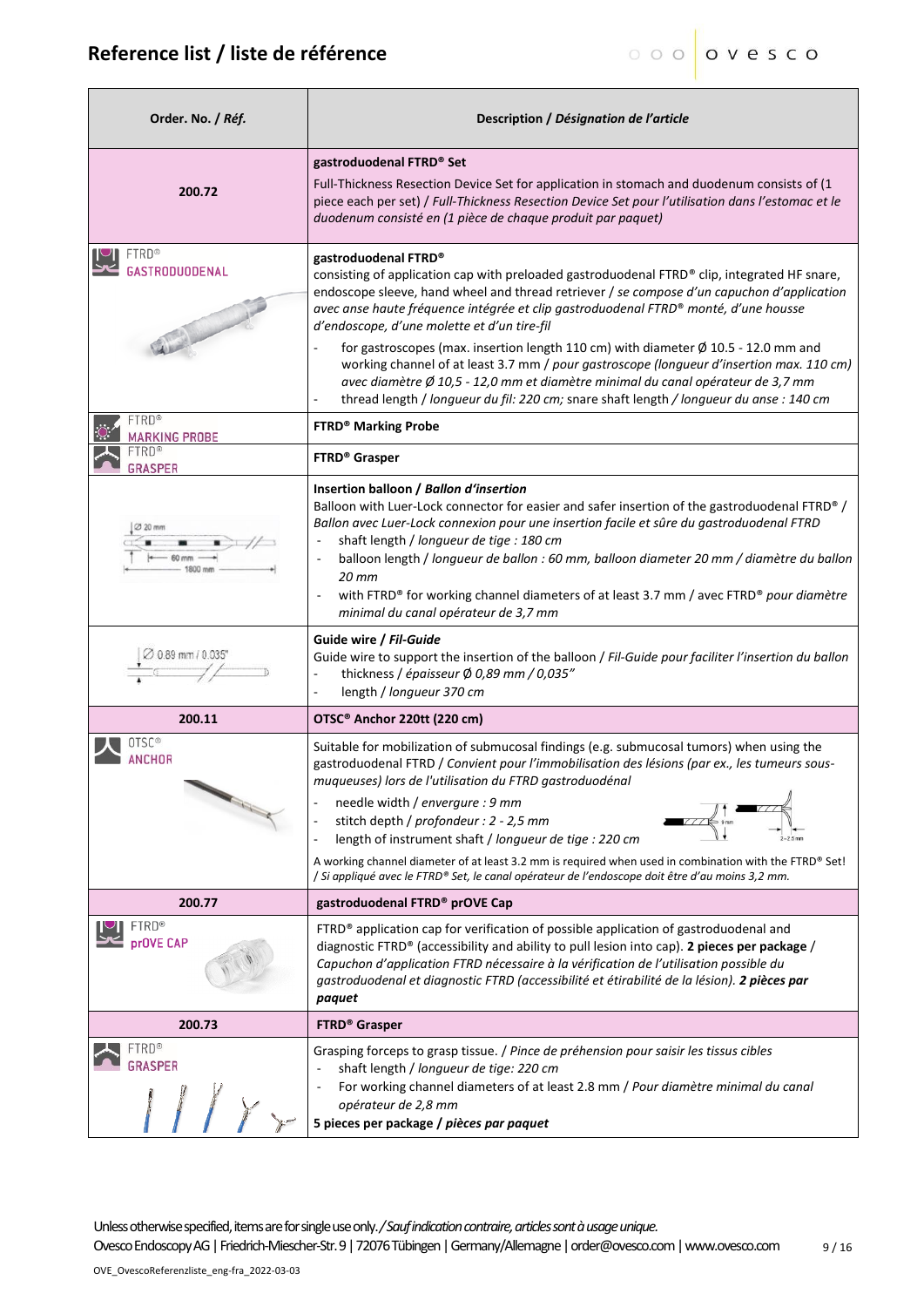## Reference list / liste de référence

| Order. No. / *Réf.* | Description / *Désignation de l'article* |
|---|---|
| 200.72 | **gastroduodenal FTRD® Set**<br>Full-Thickness Resection Device Set for application in stomach and duodenum consists of (1 piece each per set) / *Full-Thickness Resection Device Set pour l'utilisation dans l'estomac et le duodenum consisté en (1 pièce de chaque produit par paquet)* |
| FTRD® GASTRODUODENAL | **gastroduodenal FTRD®**<br>consisting of application cap with preloaded gastroduodenal FTRD® clip, integrated HF snare, endoscope sleeve, hand wheel and thread retriever / *se compose d'un capuchon d'application avec anse haute fréquence intégrée et clip gastroduodenal FTRD® monté, d'une housse d'endoscope, d'une molette et d'un tire-fil*<br>- for gastroscopes (max. insertion length 110 cm) with diameter Ø 10.5 - 12.0 mm and working channel of at least 3.7 mm / *pour gastroscope (longueur d'insertion max. 110 cm) avec diamètre Ø 10,5 - 12,0 mm et diamètre minimal du canal opérateur de 3,7 mm*<br>- thread length / *longueur du fil: 220 cm;* snare shaft length */ longueur du anse : 140 cm* |
| FTRD® MARKING PROBE | **FTRD® Marking Probe** |
| FTRD® GRASPER | **FTRD® Grasper** |
| Ø 20 mm, 60 mm, 1800 mm | **Insertion balloon / *Ballon d'insertion***<br>Balloon with Luer-Lock connector for easier and safer insertion of the gastroduodenal FTRD® / *Ballon avec Luer-Lock connexion pour une insertion facile et sûre du gastroduodenal FTRD*<br>- shaft length / *longueur de tige : 180 cm*<br>- balloon length / *longueur de ballon : 60 mm,* balloon diameter 20 mm / *diamètre du ballon 20 mm*<br>- with FTRD® for working channel diameters of at least 3.7 mm / avec FTRD® *pour diamètre minimal du canal opérateur de 3,7 mm* |
| Ø 0.89 mm / 0.035" | **Guide wire / *Fil-Guide***<br>Guide wire to support the insertion of the balloon / *Fil-Guide pour faciliter l'insertion du ballon*<br>- thickness / *épaisseur Ø 0,89 mm / 0,035"*<br>- length / *longueur 370 cm* |
| 200.11 | **OTSC® Anchor 220tt (220 cm)** |
| OTSC® ANCHOR | Suitable for mobilization of submucosal findings (e.g. submucosal tumors) when using the gastroduodenal FTRD / *Convient pour l'immobilisation des lésions (par ex., les tumeurs sous-muqueuses) lors de l'utilisation du FTRD gastroduodénal*<br>- needle width / *envergure : 9 mm*<br>- stitch depth / *profondeur : 2 - 2,5 mm*<br>- length of instrument shaft / *longueur de tige : 220 cm*<br>A working channel diameter of at least 3.2 mm is required when used in combination with the FTRD® Set! / *Si appliqué avec le FTRD® Set, le canal opérateur de l'endoscope doit être d'au moins 3,2 mm.* |
| 200.77 | **gastroduodenal FTRD® prOVE Cap** |
| FTRD® prOVE CAP | FTRD® application cap for verification of possible application of gastroduodenal and diagnostic FTRD® (accessibility and ability to pull lesion into cap). **2 pieces per package** / *Capuchon d'application FTRD nécessaire à la vérification de l'utilisation possible du gastroduodenal et diagnostic FTRD (accessibilité et étirabilité de la lésion).* ***2 pièces par paquet*** |
| 200.73 | **FTRD® Grasper** |
| FTRD® GRASPER | Grasping forceps to grasp tissue. / *Pince de préhension pour saisir les tissus cibles*<br>- shaft length / *longueur de tige: 220 cm*<br>- For working channel diameters of at least 2.8 mm / *Pour diamètre minimal du canal opérateur de 2,8 mm*<br>**5 pieces per package / *pièces par paquet*** |

Unless otherwise specified, items are for single use only. / *Sauf indication contraire, articles sont à usage unique.*
Ovesco Endoscopy AG | Friedrich-Miescher-Str. 9 | 72076 Tübingen | Germany/Allemagne | order@ovesco.com | www.ovesco.com

OVE_OvescoReferenzliste_eng-fra_2022-03-03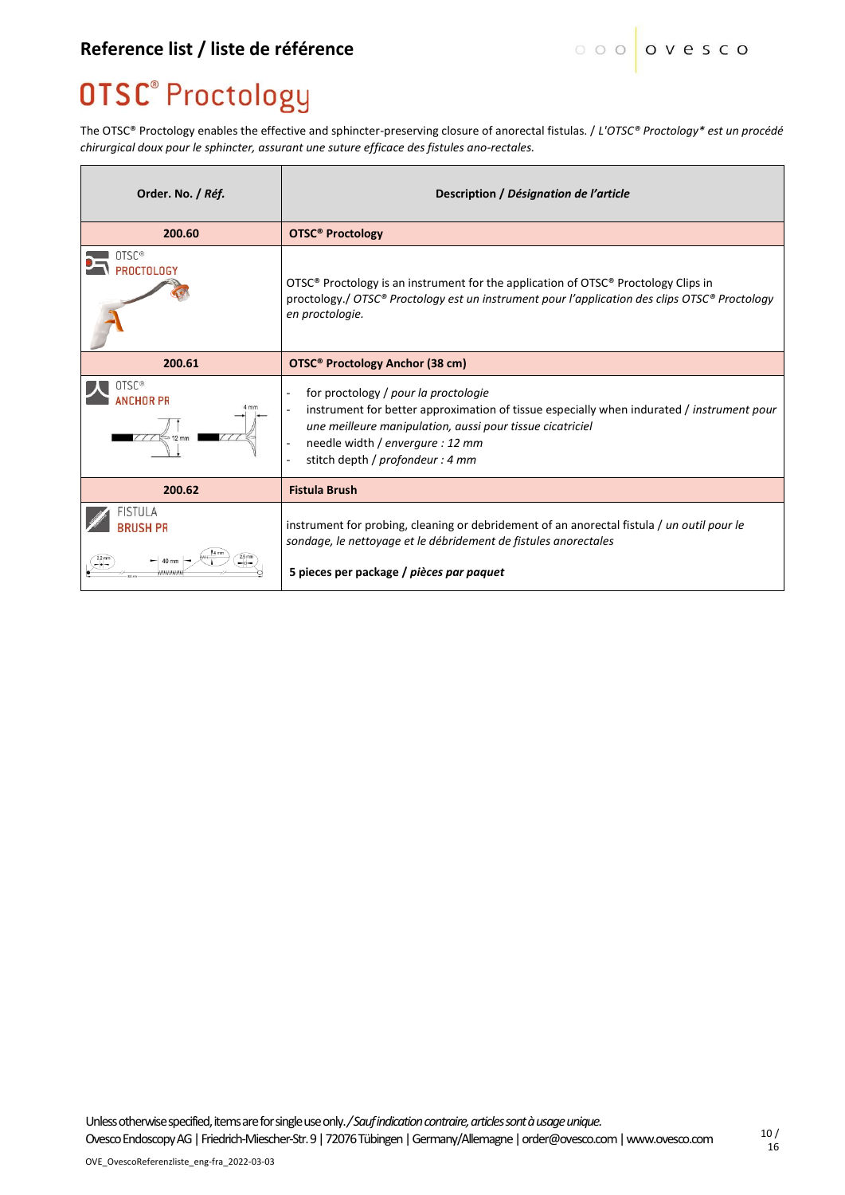## Reference list / liste de référence

# OTSC® Proctology

The OTSC® Proctology enables the effective and sphincter-preserving closure of anorectal fistulas. / *L'OTSC® Proctology\* est un procédé chirurgical doux pour le sphincter, assurant une suture efficace des fistules ano-rectales.*

| Order. No. / *Réf.* | Description / *Désignation de l'article* |
|---|---|
| **200.60** | **OTSC® Proctology** |
| OTSC® PROCTOLOGY | OTSC® Proctology is an instrument for the application of OTSC® Proctology Clips in proctology./ *OTSC® Proctology est un instrument pour l'application des clips OTSC® Proctology en proctologie.* |
| **200.61** | **OTSC® Proctology Anchor (38 cm)** |
| OTSC® ANCHOR PR | - for proctology / *pour la proctologie*<br>- instrument for better approximation of tissue especially when indurated / *instrument pour une meilleure manipulation, aussi pour tissue cicatriciel*<br>- needle width / *envergure : 12 mm*<br>- stitch depth / *profondeur : 4 mm* |
| **200.62** | **Fistula Brush** |
| FISTULA BRUSH PR | instrument for probing, cleaning or debridement of an anorectal fistula / *un outil pour le sondage, le nettoyage et le débridement de fistules anorectales*<br><br>**5 pieces per package / *pièces par paquet*** |

Unless otherwise specified, items are for single use only. / *Sauf indication contraire, articles sont à usage unique.*
Ovesco Endoscopy AG | Friedrich-Miescher-Str. 9 | 72076 Tübingen | Germany/Allemagne | order@ovesco.com | www.ovesco.com

OVE_OvescoReferenzliste_eng-fra_2022-03-03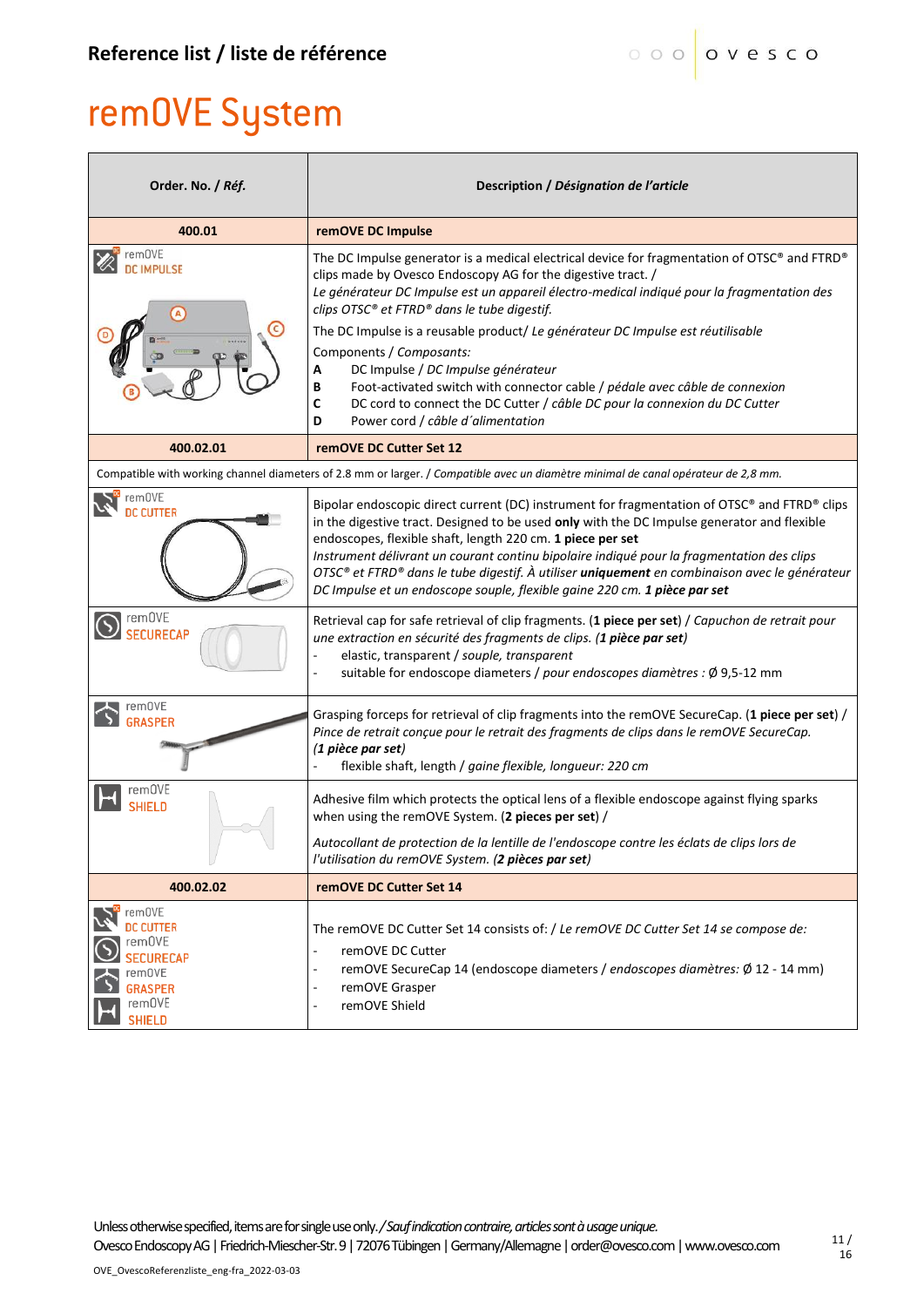## Reference list / liste de référence

# remOVE System

| Order. No. / *Réf.* | Description / *Désignation de l'article* |
|---|---|
| **400.01** | **remOVE DC Impulse** |
| remOVE DC IMPULSE | The DC Impulse generator is a medical electrical device for fragmentation of OTSC® and FTRD® clips made by Ovesco Endoscopy AG for the digestive tract. / *Le générateur DC Impulse est un appareil électro-medical indiqué pour la fragmentation des clips OTSC® et FTRD® dans le tube digestif.*<br>The DC Impulse is a reusable product/ *Le générateur DC Impulse est réutilisable*<br>Components / *Composants:*<br>**A** DC Impulse / *DC Impulse générateur*<br>**B** Foot-activated switch with connector cable / *pédale avec câble de connexion*<br>**C** DC cord to connect the DC Cutter / *câble DC pour la connexion du DC Cutter*<br>**D** Power cord / *câble d´alimentation* |
| **400.02.01** | **remOVE DC Cutter Set 12** |
| Compatible with working channel diameters of 2.8 mm or larger. / *Compatible avec un diamètre minimal de canal opérateur de 2,8 mm.* | |
| remOVE DC CUTTER | Bipolar endoscopic direct current (DC) instrument for fragmentation of OTSC® and FTRD® clips in the digestive tract. Designed to be used **only** with the DC Impulse generator and flexible endoscopes, flexible shaft, length 220 cm. **1 piece per set**<br>*Instrument délivrant un courant continu bipolaire indiqué pour la fragmentation des clips OTSC® et FTRD® dans le tube digestif. À utiliser* ***uniquement*** *en combinaison avec le générateur DC Impulse et un endoscope souple, flexible gaine 220 cm.* ***1 pièce par set*** |
| remOVE SECURECAP | Retrieval cap for safe retrieval of clip fragments. (**1 piece per set**) / *Capuchon de retrait pour une extraction en sécurité des fragments de clips. (**1 pièce par set**)*<br>- elastic, transparent / *souple, transparent*<br>- suitable for endoscope diameters / *pour endoscopes diamètres :* Ø 9,5-12 mm |
| remOVE GRASPER | Grasping forceps for retrieval of clip fragments into the remOVE SecureCap. (**1 piece per set**) / *Pince de retrait conçue pour le retrait des fragments de clips dans le remOVE SecureCap. (**1 pièce par set**)*<br>- flexible shaft, length / *gaine flexible, longueur: 220 cm* |
| remOVE SHIELD | Adhesive film which protects the optical lens of a flexible endoscope against flying sparks when using the remOVE System. (**2 pieces per set**) /<br>*Autocollant de protection de la lentille de l'endoscope contre les éclats de clips lors de l'utilisation du remOVE System. (**2 pièces par set**)* |
| **400.02.02** | **remOVE DC Cutter Set 14** |
| remOVE DC CUTTER<br>remOVE SECURECAP<br>remOVE GRASPER<br>remOVE SHIELD | The remOVE DC Cutter Set 14 consists of: / *Le remOVE DC Cutter Set 14 se compose de:*<br>- remOVE DC Cutter<br>- remOVE SecureCap 14 (endoscope diameters / *endoscopes diamètres:* Ø 12 - 14 mm)<br>- remOVE Grasper<br>- remOVE Shield |

Unless otherwise specified, items are for single use only. / *Sauf indication contraire, articles sont à usage unique.*
Ovesco Endoscopy AG | Friedrich-Miescher-Str. 9 | 72076 Tübingen | Germany/Allemagne | order@ovesco.com | www.ovesco.com

OVE_OvescoReferenzliste_eng-fra_2022-03-03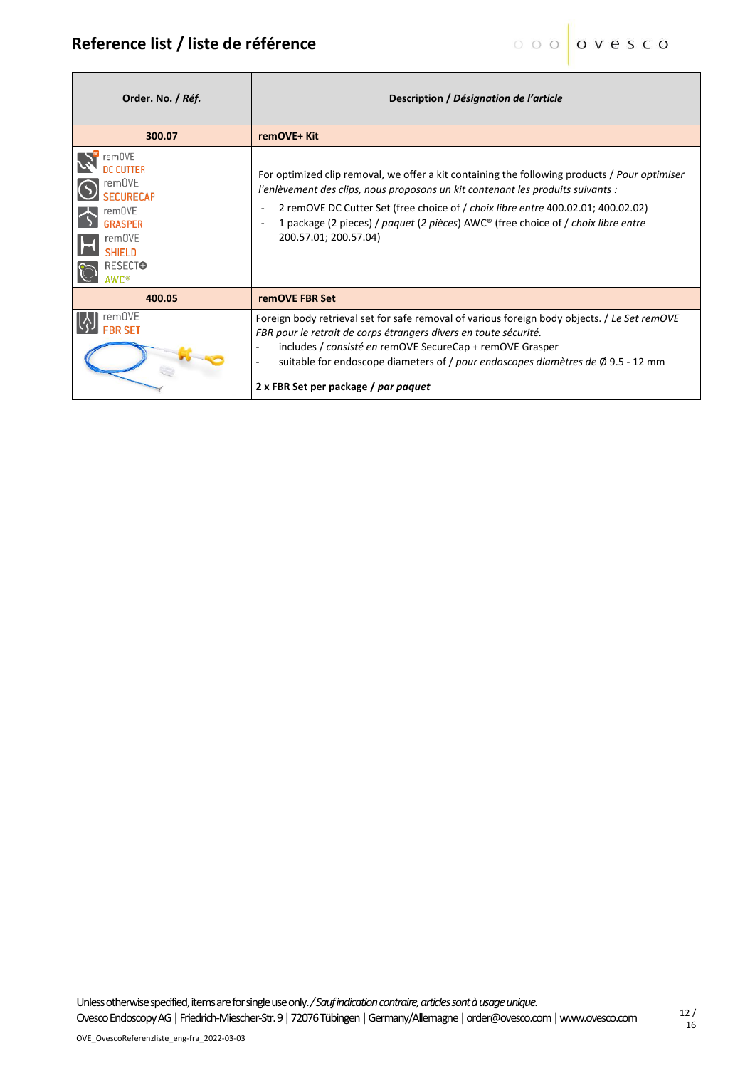# Reference list / liste de référence

| Order. No. / ***Réf.*** | Description / ***Désignation de l'article*** |
|---|---|
| **300.07** | **remOVE+ Kit** |
| remOVE DC CUTTER<br>remOVE SECURECAP<br>remOVE GRASPER<br>remOVE SHIELD<br>RESECT⊕ AWC® | For optimized clip removal, we offer a kit containing the following products / *Pour optimiser l'enlèvement des clips, nous proposons un kit contenant les produits suivants :*<br>- 2 remOVE DC Cutter Set (free choice of / *choix libre entre* 400.02.01; 400.02.02)<br>- 1 package (2 pieces) / *paquet* (*2 pièces*) AWC® (free choice of / *choix libre entre* 200.57.01; 200.57.04) |
| **400.05** | **remOVE FBR Set** |
| remOVE FBR SET | Foreign body retrieval set for safe removal of various foreign body objects. / *Le Set remOVE FBR pour le retrait de corps étrangers divers en toute sécurité.*<br>- includes / *consisté en* remOVE SecureCap + remOVE Grasper<br>- suitable for endoscope diameters of / *pour endoscopes diamètres de* Ø 9.5 - 12 mm<br><br>**2 x FBR Set per package / *par paquet*** |

Unless otherwise specified, items are for single use only. / *Sauf indication contraire, articles sont à usage unique.*

Ovesco Endoscopy AG | Friedrich-Miescher-Str. 9 | 72076 Tübingen | Germany/Allemagne | order@ovesco.com | www.ovesco.com

OVE_OvescoReferenzliste_eng-fra_2022-03-03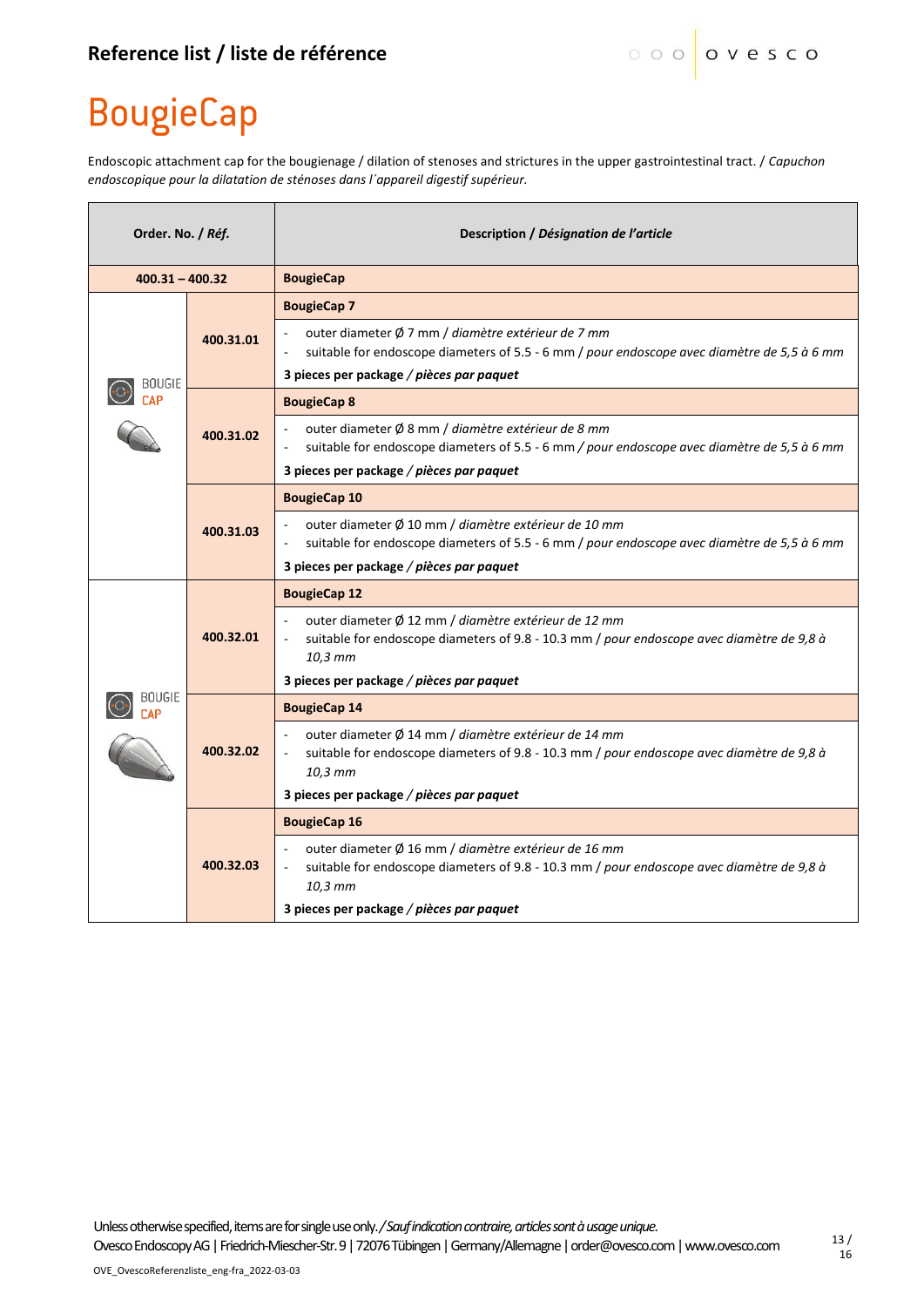# BougieCap

Endoscopic attachment cap for the bougienage / dilation of stenoses and strictures in the upper gastrointestinal tract. / *Capuchon endoscopique pour la dilatation de sténoses dans l´appareil digestif supérieur.*

| Order. No. / *Réf.* | | Description / *Désignation de l'article* |
|---|---|---|
| **400.31 – 400.32** | | **BougieCap** |
| BOUGIE CAP | **400.31.01** | **BougieCap 7**<br>- outer diameter Ø 7 mm / *diamètre extérieur de 7 mm*<br>- suitable for endoscope diameters of 5.5 - 6 mm / *pour endoscope avec diamètre de 5,5 à 6 mm*<br>**3 pieces per package** / ***pièces par paquet*** |
| | **400.31.02** | **BougieCap 8**<br>- outer diameter Ø 8 mm / *diamètre extérieur de 8 mm*<br>- suitable for endoscope diameters of 5.5 - 6 mm / *pour endoscope avec diamètre de 5,5 à 6 mm*<br>**3 pieces per package** / ***pièces par paquet*** |
| | **400.31.03** | **BougieCap 10**<br>- outer diameter Ø 10 mm / *diamètre extérieur de 10 mm*<br>- suitable for endoscope diameters of 5.5 - 6 mm / *pour endoscope avec diamètre de 5,5 à 6 mm*<br>**3 pieces per package** / ***pièces par paquet*** |
| BOUGIE CAP | **400.32.01** | **BougieCap 12**<br>- outer diameter Ø 12 mm / *diamètre extérieur de 12 mm*<br>- suitable for endoscope diameters of 9.8 - 10.3 mm / *pour endoscope avec diamètre de 9,8 à 10,3 mm*<br>**3 pieces per package** / ***pièces par paquet*** |
| | **400.32.02** | **BougieCap 14**<br>- outer diameter Ø 14 mm / *diamètre extérieur de 14 mm*<br>- suitable for endoscope diameters of 9.8 - 10.3 mm / *pour endoscope avec diamètre de 9,8 à 10,3 mm*<br>**3 pieces per package** / ***pièces par paquet*** |
| | **400.32.03** | **BougieCap 16**<br>- outer diameter Ø 16 mm / *diamètre extérieur de 16 mm*<br>- suitable for endoscope diameters of 9.8 - 10.3 mm / *pour endoscope avec diamètre de 9,8 à 10,3 mm*<br>**3 pieces per package** / ***pièces par paquet*** |

Unless otherwise specified, items are for single use only. / *Sauf indication contraire, articles sont à usage unique.*
Ovesco Endoscopy AG | Friedrich-Miescher-Str. 9 | 72076 Tübingen | Germany/Allemagne | order@ovesco.com | www.ovesco.com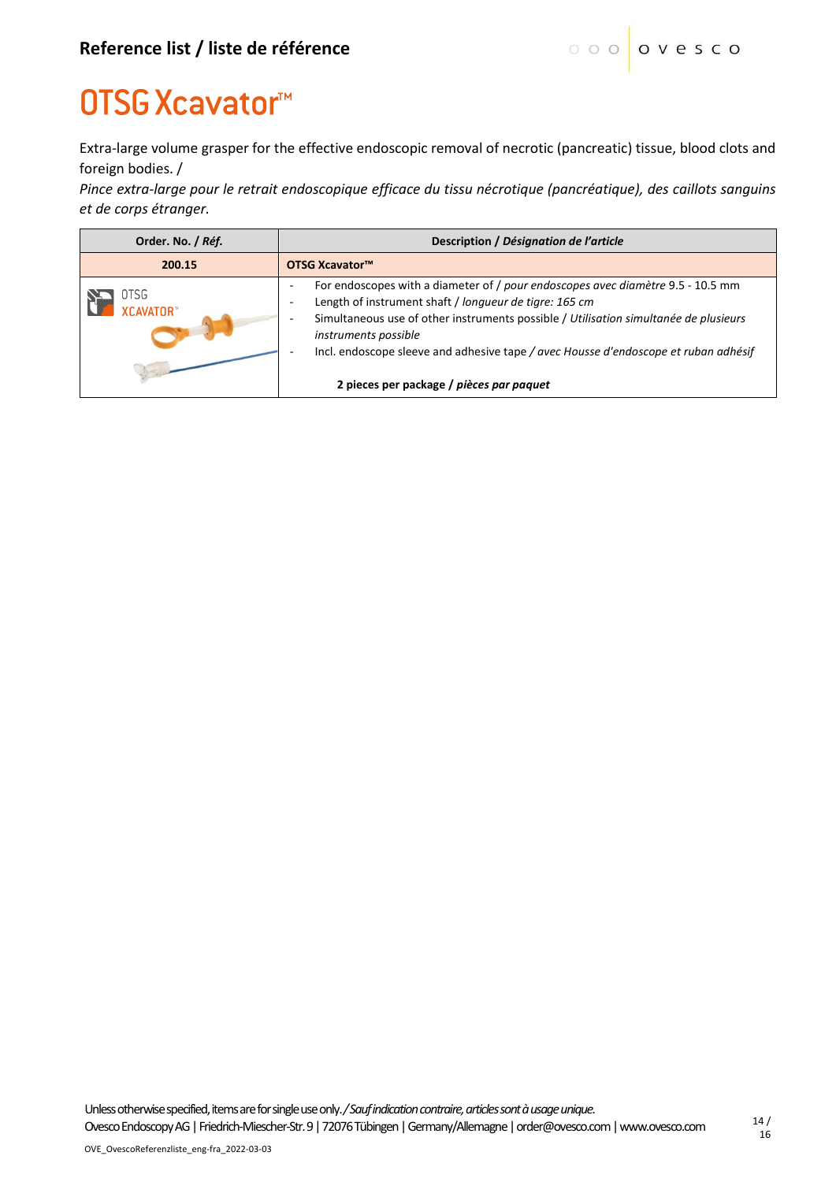## Reference list / liste de référence

# OTSG Xcavator™

Extra-large volume grasper for the effective endoscopic removal of necrotic (pancreatic) tissue, blood clots and foreign bodies. /
*Pince extra-large pour le retrait endoscopique efficace du tissu nécrotique (pancréatique), des caillots sanguins et de corps étranger.*

| Order. No. / *Réf.* | Description / *Désignation de l'article* |
|---|---|
| **200.15** | **OTSG Xcavator™** |
| OTSG XCAVATOR™ | - For endoscopes with a diameter of / *pour endoscopes avec diamètre* 9.5 - 10.5 mm<br>- Length of instrument shaft / *longueur de tigre: 165 cm*<br>- Simultaneous use of other instruments possible / *Utilisation simultanée de plusieurs instruments possible*<br>- Incl. endoscope sleeve and adhesive tape */ avec Housse d'endoscope et ruban adhésif*<br><br>**2 pieces per package / *pièces par paquet*** |

Unless otherwise specified, items are for single use only. / *Sauf indication contraire, articles sont à usage unique.*
Ovesco Endoscopy AG | Friedrich-Miescher-Str. 9 | 72076 Tübingen | Germany/Allemagne | order@ovesco.com | www.ovesco.com

OVE_OvescoReferenzliste_eng-fra_2022-03-03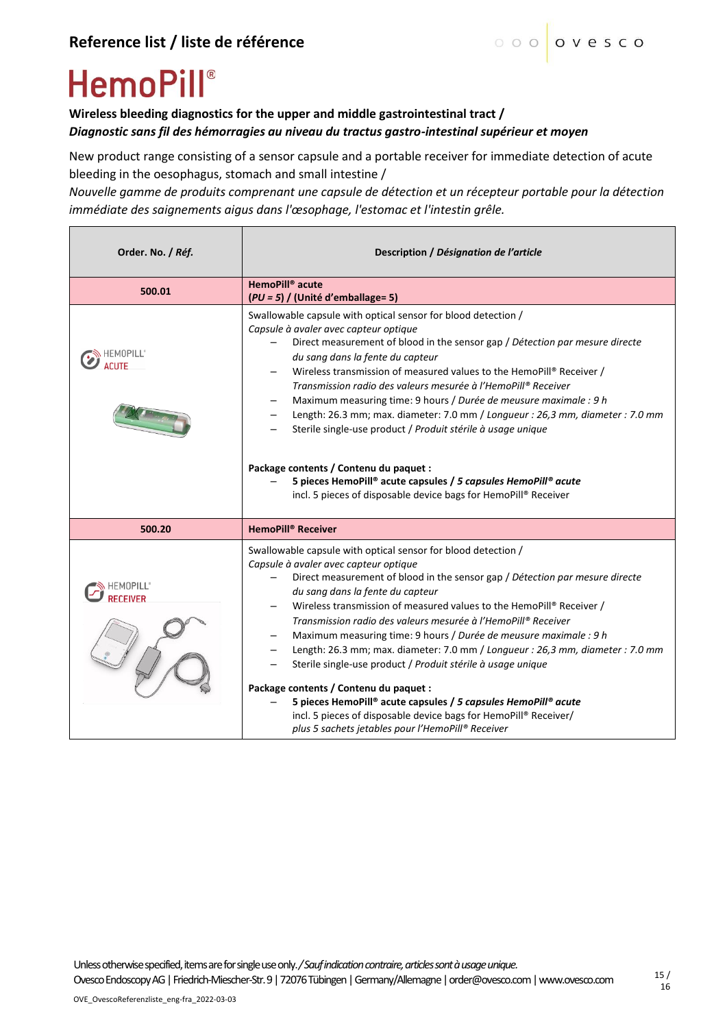## Reference list / liste de référence

# HemoPill®

**Wireless bleeding diagnostics for the upper and middle gastrointestinal tract /**
***Diagnostic sans fil des hémorragies au niveau du tractus gastro-intestinal supérieur et moyen***

New product range consisting of a sensor capsule and a portable receiver for immediate detection of acute bleeding in the oesophagus, stomach and small intestine /
*Nouvelle gamme de produits comprenant une capsule de détection et un récepteur portable pour la détection immédiate des saignements aigus dans l'œsophage, l'estomac et l'intestin grêle.*

| Order. No. / *Réf.* | Description / *Désignation de l'article* |
|---|---|
| **500.01** | **HemoPill® acute**<br>**(*PU = 5*) / (Unité d'emballage= 5)** |
| HEMOPILL® ACUTE | Swallowable capsule with optical sensor for blood detection / *Capsule à avaler avec capteur optique*<br>– Direct measurement of blood in the sensor gap / *Détection par mesure directe du sang dans la fente du capteur*<br>– Wireless transmission of measured values to the HemoPill® Receiver / *Transmission radio des valeurs mesurée à l'HemoPill® Receiver*<br>– Maximum measuring time: 9 hours / *Durée de mesure maximale : 9 h*<br>– Length: 26.3 mm; max. diameter: 7.0 mm / *Longueur : 26,3 mm, diameter : 7.0 mm*<br>– Sterile single-use product / *Produit stérile à usage unique*<br><br>**Package contents / Contenu du paquet :**<br>– **5 pieces HemoPill® acute capsules / *5 capsules HemoPill® acute***<br>incl. 5 pieces of disposable device bags for HemoPill® Receiver |
| **500.20** | **HemoPill® Receiver** |
| HEMOPILL® RECEIVER | Swallowable capsule with optical sensor for blood detection / *Capsule à avaler avec capteur optique*<br>– Direct measurement of blood in the sensor gap / *Détection par mesure directe du sang dans la fente du capteur*<br>– Wireless transmission of measured values to the HemoPill® Receiver / *Transmission radio des valeurs mesurée à l'HemoPill® Receiver*<br>– Maximum measuring time: 9 hours / *Durée de mesure maximale : 9 h*<br>– Length: 26.3 mm; max. diameter: 7.0 mm / *Longueur : 26,3 mm, diameter : 7.0 mm*<br>– Sterile single-use product / *Produit stérile à usage unique*<br><br>**Package contents / Contenu du paquet :**<br>– **5 pieces HemoPill® acute capsules / *5 capsules HemoPill® acute***<br>incl. 5 pieces of disposable device bags for HemoPill® Receiver/ *plus 5 sachets jetables pour l'HemoPill® Receiver* |

Unless otherwise specified, items are for single use only. / *Sauf indication contraire, articles sont à usage unique.*
Ovesco Endoscopy AG | Friedrich-Miescher-Str. 9 | 72076 Tübingen | Germany/Allemagne | order@ovesco.com | www.ovesco.com

OVE_OvescoReferenzliste_eng-fra_2022-03-03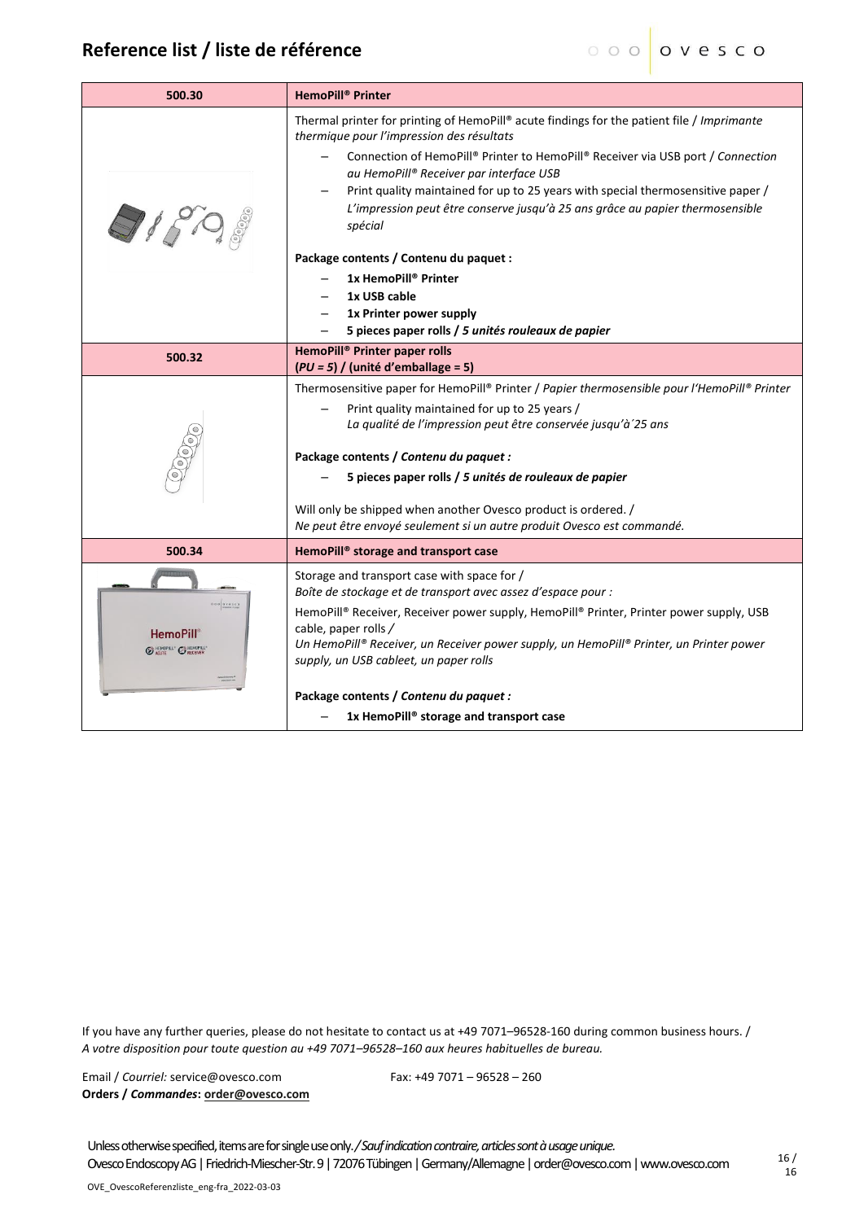# Reference list / liste de référence

| 500.30 | **HemoPill® Printer** |
|---|---|
| | Thermal printer for printing of HemoPill® acute findings for the patient file / *Imprimante thermique pour l'impression des résultats*<br>– Connection of HemoPill® Printer to HemoPill® Receiver via USB port / *Connection au HemoPill® Receiver par interface USB*<br>– Print quality maintained for up to 25 years with special thermosensitive paper / *L'impression peut être conserve jusqu'à 25 ans grâce au papier thermosensible spécial*<br><br>**Package contents / Contenu du paquet :**<br>– **1x HemoPill® Printer**<br>– **1x USB cable**<br>– **1x Printer power supply**<br>– **5 pieces paper rolls / *5 unités rouleaux de papier*** |
| **500.32** | **HemoPill® Printer paper rolls (*PU = 5*) / (unité d'emballage = 5)** |
| | Thermosensitive paper for HemoPill® Printer / *Papier thermosensible pour l'HemoPill® Printer*<br>– Print quality maintained for up to 25 years / *La qualité de l'impression peut être conservée jusqu'à´25 ans*<br><br>**Package contents / *Contenu du paquet :***<br>– **5 pieces paper rolls / *5 unités de rouleaux de papier***<br><br>Will only be shipped when another Ovesco product is ordered. / *Ne peut être envoyé seulement si un autre produit Ovesco est commandé.* |
| **500.34** | **HemoPill® storage and transport case** |
| | Storage and transport case with space for / *Boîte de stockage et de transport avec assez d'espace pour :*<br>HemoPill® Receiver, Receiver power supply, HemoPill® Printer, Printer power supply, USB cable, paper rolls / *Un HemoPill® Receiver, un Receiver power supply, un HemoPill® Printer, un Printer power supply, un USB cableet, un paper rolls*<br><br>**Package contents / *Contenu du paquet :***<br>– **1x HemoPill® storage and transport case** |

If you have any further queries, please do not hesitate to contact us at +49 7071–96528-160 during common business hours. / *A votre disposition pour toute question au +49 7071–96528–160 aux heures habituelles de bureau.*

Email / *Courriel:* service@ovesco.com Fax: +49 7071 – 96528 – 260
**Orders / *Commandes*: order@ovesco.com**

Unless otherwise specified, items are for single use only. / *Sauf indication contraire, articles sont à usage unique.*
Ovesco Endoscopy AG | Friedrich-Miescher-Str. 9 | 72076 Tübingen | Germany/Allemagne | order@ovesco.com | www.ovesco.com

OVE_OvescoReferenzliste_eng-fra_2022-03-03